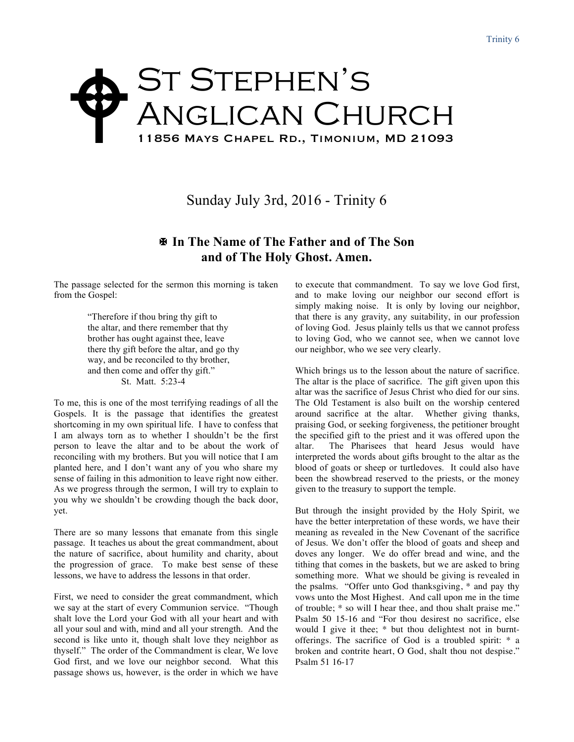# St Stephen's Anglican Church

11856 Mays Chapel Rd., Timonium, MD 21093

## Sunday July 3rd, 2016 - Trinity 6

### ✠ In The Name of The Father and of The Son and of The Holy Ghost. Amen.

The passage selected for the sermon this morning is taken from the Gospel:

> "Therefore if thou bring thy gift to
> the altar, and there remember that thy
> brother has ought against thee, leave
> there thy gift before the altar, and go thy
> way, and be reconciled to thy brother,
> and then come and offer thy gift."
> St. Matt. 5:23-4

To me, this is one of the most terrifying readings of all the Gospels. It is the passage that identifies the greatest shortcoming in my own spiritual life. I have to confess that I am always torn as to whether I shouldn't be the first person to leave the altar and to be about the work of reconciling with my brothers. But you will notice that I am planted here, and I don't want any of you who share my sense of failing in this admonition to leave right now either. As we progress through the sermon, I will try to explain to you why we shouldn't be crowding though the back door, yet.

There are so many lessons that emanate from this single passage. It teaches us about the great commandment, about the nature of sacrifice, about humility and charity, about the progression of grace. To make best sense of these lessons, we have to address the lessons in that order.

First, we need to consider the great commandment, which we say at the start of every Communion service. "Though shalt love the Lord your God with all your heart and with all your soul and with, mind and all your strength. And the second is like unto it, though shalt love they neighbor as thyself." The order of the Commandment is clear, We love God first, and we love our neighbor second. What this passage shows us, however, is the order in which we have to execute that commandment. To say we love God first, and to make loving our neighbor our second effort is simply making noise. It is only by loving our neighbor, that there is any gravity, any suitability, in our profession of loving God. Jesus plainly tells us that we cannot profess to loving God, who we cannot see, when we cannot love our neighbor, who we see very clearly.

Which brings us to the lesson about the nature of sacrifice. The altar is the place of sacrifice. The gift given upon this altar was the sacrifice of Jesus Christ who died for our sins. The Old Testament is also built on the worship centered around sacrifice at the altar. Whether giving thanks, praising God, or seeking forgiveness, the petitioner brought the specified gift to the priest and it was offered upon the altar. The Pharisees that heard Jesus would have interpreted the words about gifts brought to the altar as the blood of goats or sheep or turtledoves. It could also have been the showbread reserved to the priests, or the money given to the treasury to support the temple.

But through the insight provided by the Holy Spirit, we have the better interpretation of these words, we have their meaning as revealed in the New Covenant of the sacrifice of Jesus. We don't offer the blood of goats and sheep and doves any longer. We do offer bread and wine, and the tithing that comes in the baskets, but we are asked to bring something more. What we should be giving is revealed in the psalms. "Offer unto God thanksgiving, * and pay thy vows unto the Most Highest. And call upon me in the time of trouble; * so will I hear thee, and thou shalt praise me." Psalm 50 15-16 and "For thou desirest no sacrifice, else would I give it thee; * but thou delightest not in burnt-offerings. The sacrifice of God is a troubled spirit: * a broken and contrite heart, O God, shalt thou not despise." Psalm 51 16-17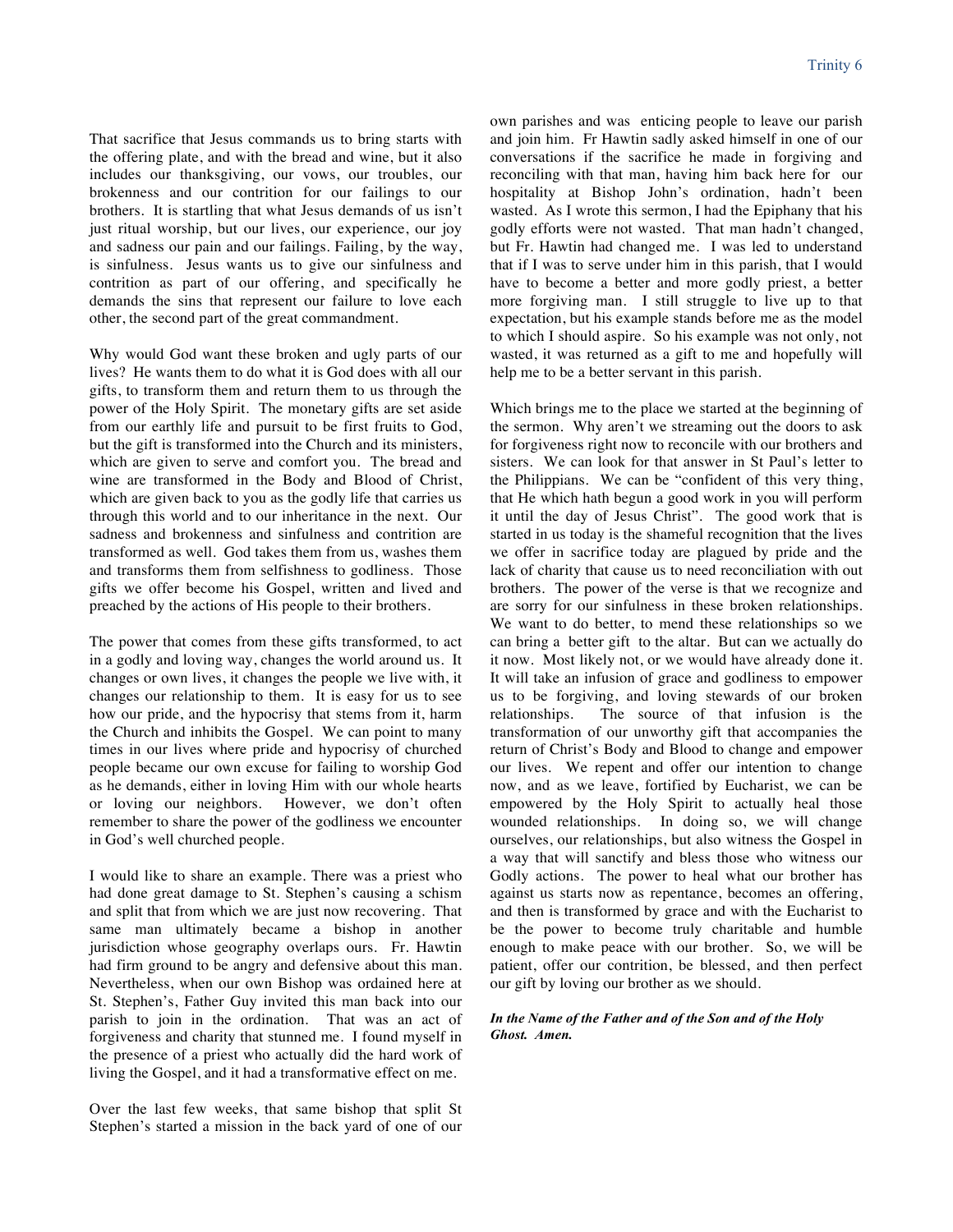That sacrifice that Jesus commands us to bring starts with the offering plate, and with the bread and wine, but it also includes our thanksgiving, our vows, our troubles, our brokenness and our contrition for our failings to our brothers. It is startling that what Jesus demands of us isn't just ritual worship, but our lives, our experience, our joy and sadness our pain and our failings. Failing, by the way, is sinfulness. Jesus wants us to give our sinfulness and contrition as part of our offering, and specifically he demands the sins that represent our failure to love each other, the second part of the great commandment.

Why would God want these broken and ugly parts of our lives? He wants them to do what it is God does with all our gifts, to transform them and return them to us through the power of the Holy Spirit. The monetary gifts are set aside from our earthly life and pursuit to be first fruits to God, but the gift is transformed into the Church and its ministers, which are given to serve and comfort you. The bread and wine are transformed in the Body and Blood of Christ, which are given back to you as the godly life that carries us through this world and to our inheritance in the next. Our sadness and brokenness and sinfulness and contrition are transformed as well. God takes them from us, washes them and transforms them from selfishness to godliness. Those gifts we offer become his Gospel, written and lived and preached by the actions of His people to their brothers.

The power that comes from these gifts transformed, to act in a godly and loving way, changes the world around us. It changes or own lives, it changes the people we live with, it changes our relationship to them. It is easy for us to see how our pride, and the hypocrisy that stems from it, harm the Church and inhibits the Gospel. We can point to many times in our lives where pride and hypocrisy of churched people became our own excuse for failing to worship God as he demands, either in loving Him with our whole hearts or loving our neighbors. However, we don't often remember to share the power of the godliness we encounter in God's well churched people.

I would like to share an example. There was a priest who had done great damage to St. Stephen's causing a schism and split that from which we are just now recovering. That same man ultimately became a bishop in another jurisdiction whose geography overlaps ours. Fr. Hawtin had firm ground to be angry and defensive about this man. Nevertheless, when our own Bishop was ordained here at St. Stephen's, Father Guy invited this man back into our parish to join in the ordination. That was an act of forgiveness and charity that stunned me. I found myself in the presence of a priest who actually did the hard work of living the Gospel, and it had a transformative effect on me.

Over the last few weeks, that same bishop that split St Stephen's started a mission in the back yard of one of our own parishes and was enticing people to leave our parish and join him. Fr Hawtin sadly asked himself in one of our conversations if the sacrifice he made in forgiving and reconciling with that man, having him back here for our hospitality at Bishop John's ordination, hadn't been wasted. As I wrote this sermon, I had the Epiphany that his godly efforts were not wasted. That man hadn't changed, but Fr. Hawtin had changed me. I was led to understand that if I was to serve under him in this parish, that I would have to become a better and more godly priest, a better more forgiving man. I still struggle to live up to that expectation, but his example stands before me as the model to which I should aspire. So his example was not only, not wasted, it was returned as a gift to me and hopefully will help me to be a better servant in this parish.

Which brings me to the place we started at the beginning of the sermon. Why aren't we streaming out the doors to ask for forgiveness right now to reconcile with our brothers and sisters. We can look for that answer in St Paul's letter to the Philippians. We can be "confident of this very thing, that He which hath begun a good work in you will perform it until the day of Jesus Christ". The good work that is started in us today is the shameful recognition that the lives we offer in sacrifice today are plagued by pride and the lack of charity that cause us to need reconciliation with out brothers. The power of the verse is that we recognize and are sorry for our sinfulness in these broken relationships. We want to do better, to mend these relationships so we can bring a better gift to the altar. But can we actually do it now. Most likely not, or we would have already done it. It will take an infusion of grace and godliness to empower us to be forgiving, and loving stewards of our broken relationships. The source of that infusion is the transformation of our unworthy gift that accompanies the return of Christ's Body and Blood to change and empower our lives. We repent and offer our intention to change now, and as we leave, fortified by Eucharist, we can be empowered by the Holy Spirit to actually heal those wounded relationships. In doing so, we will change ourselves, our relationships, but also witness the Gospel in a way that will sanctify and bless those who witness our Godly actions. The power to heal what our brother has against us starts now as repentance, becomes an offering, and then is transformed by grace and with the Eucharist to be the power to become truly charitable and humble enough to make peace with our brother. So, we will be patient, offer our contrition, be blessed, and then perfect our gift by loving our brother as we should.

***In the Name of the Father and of the Son and of the Holy Ghost. Amen.***